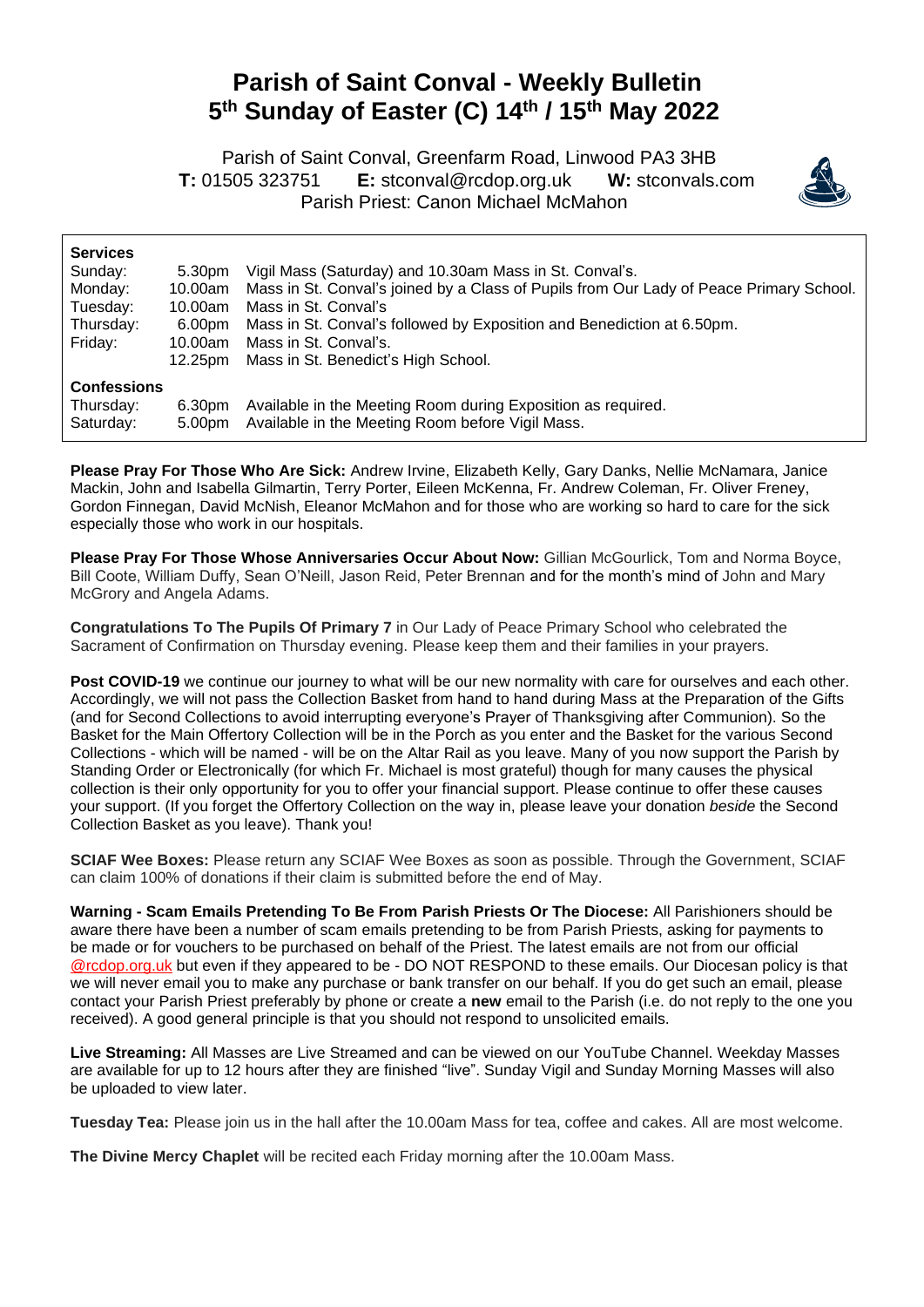# Parish of Saint Conval - Weekly Bulletin
# 5th Sunday of Easter (C) 14th / 15th May 2022

Parish of Saint Conval, Greenfarm Road, Linwood PA3 3HB
**T:** 01505 323751 **E:** stconval@rcdop.org.uk **W:** stconvals.com
Parish Priest: Canon Michael McMahon

**Services**

| | | |
|---|---|---|
| Sunday: | 5.30pm | Vigil Mass (Saturday) and 10.30am Mass in St. Conval's. |
| Monday: | 10.00am | Mass in St. Conval's joined by a Class of Pupils from Our Lady of Peace Primary School. |
| Tuesday: | 10.00am | Mass in St. Conval's |
| Thursday: | 6.00pm | Mass in St. Conval's followed by Exposition and Benediction at 6.50pm. |
| Friday: | 10.00am | Mass in St. Conval's. |
| | 12.25pm | Mass in St. Benedict's High School. |

**Confessions**

| | | |
|---|---|---|
| Thursday: | 6.30pm | Available in the Meeting Room during Exposition as required. |
| Saturday: | 5.00pm | Available in the Meeting Room before Vigil Mass. |

**Please Pray For Those Who Are Sick:** Andrew Irvine, Elizabeth Kelly, Gary Danks, Nellie McNamara, Janice Mackin, John and Isabella Gilmartin, Terry Porter, Eileen McKenna, Fr. Andrew Coleman, Fr. Oliver Freney, Gordon Finnegan, David McNish, Eleanor McMahon and for those who are working so hard to care for the sick especially those who work in our hospitals.

**Please Pray For Those Whose Anniversaries Occur About Now:** Gillian McGourlick, Tom and Norma Boyce, Bill Coote, William Duffy, Sean O'Neill, Jason Reid, Peter Brennan and for the month's mind of John and Mary McGrory and Angela Adams.

**Congratulations To The Pupils Of Primary 7** in Our Lady of Peace Primary School who celebrated the Sacrament of Confirmation on Thursday evening. Please keep them and their families in your prayers.

**Post COVID-19** we continue our journey to what will be our new normality with care for ourselves and each other. Accordingly, we will not pass the Collection Basket from hand to hand during Mass at the Preparation of the Gifts (and for Second Collections to avoid interrupting everyone's Prayer of Thanksgiving after Communion). So the Basket for the Main Offertory Collection will be in the Porch as you enter and the Basket for the various Second Collections - which will be named - will be on the Altar Rail as you leave. Many of you now support the Parish by Standing Order or Electronically (for which Fr. Michael is most grateful) though for many causes the physical collection is their only opportunity for you to offer your financial support. Please continue to offer these causes your support. (If you forget the Offertory Collection on the way in, please leave your donation *beside* the Second Collection Basket as you leave). Thank you!

**SCIAF Wee Boxes:** Please return any SCIAF Wee Boxes as soon as possible. Through the Government, SCIAF can claim 100% of donations if their claim is submitted before the end of May.

**Warning - Scam Emails Pretending To Be From Parish Priests Or The Diocese:** All Parishioners should be aware there have been a number of scam emails pretending to be from Parish Priests, asking for payments to be made or for vouchers to be purchased on behalf of the Priest. The latest emails are not from our official @rcdop.org.uk but even if they appeared to be - DO NOT RESPOND to these emails. Our Diocesan policy is that we will never email you to make any purchase or bank transfer on our behalf. If you do get such an email, please contact your Parish Priest preferably by phone or create a **new** email to the Parish (i.e. do not reply to the one you received). A good general principle is that you should not respond to unsolicited emails.

**Live Streaming:** All Masses are Live Streamed and can be viewed on our YouTube Channel. Weekday Masses are available for up to 12 hours after they are finished "live". Sunday Vigil and Sunday Morning Masses will also be uploaded to view later.

**Tuesday Tea:** Please join us in the hall after the 10.00am Mass for tea, coffee and cakes. All are most welcome.

**The Divine Mercy Chaplet** will be recited each Friday morning after the 10.00am Mass.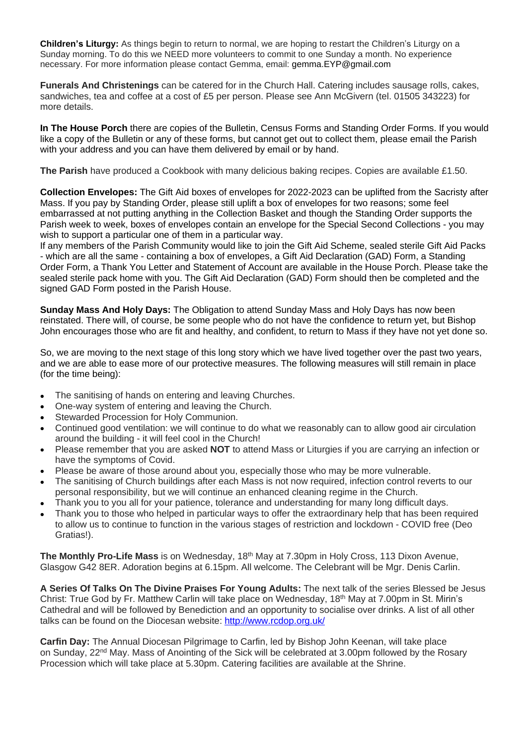**Children's Liturgy:** As things begin to return to normal, we are hoping to restart the Children's Liturgy on a Sunday morning. To do this we NEED more volunteers to commit to one Sunday a month. No experience necessary. For more information please contact Gemma, email: gemma.EYP@gmail.com

**Funerals And Christenings** can be catered for in the Church Hall. Catering includes sausage rolls, cakes, sandwiches, tea and coffee at a cost of £5 per person. Please see Ann McGivern (tel. 01505 343223) for more details.

**In The House Porch** there are copies of the Bulletin, Census Forms and Standing Order Forms. If you would like a copy of the Bulletin or any of these forms, but cannot get out to collect them, please email the Parish with your address and you can have them delivered by email or by hand.

**The Parish** have produced a Cookbook with many delicious baking recipes. Copies are available £1.50.

**Collection Envelopes:** The Gift Aid boxes of envelopes for 2022-2023 can be uplifted from the Sacristy after Mass. If you pay by Standing Order, please still uplift a box of envelopes for two reasons; some feel embarrassed at not putting anything in the Collection Basket and though the Standing Order supports the Parish week to week, boxes of envelopes contain an envelope for the Special Second Collections - you may wish to support a particular one of them in a particular way.
If any members of the Parish Community would like to join the Gift Aid Scheme, sealed sterile Gift Aid Packs - which are all the same - containing a box of envelopes, a Gift Aid Declaration (GAD) Form, a Standing Order Form, a Thank You Letter and Statement of Account are available in the House Porch. Please take the sealed sterile pack home with you. The Gift Aid Declaration (GAD) Form should then be completed and the signed GAD Form posted in the Parish House.

**Sunday Mass And Holy Days:** The Obligation to attend Sunday Mass and Holy Days has now been reinstated. There will, of course, be some people who do not have the confidence to return yet, but Bishop John encourages those who are fit and healthy, and confident, to return to Mass if they have not yet done so.

So, we are moving to the next stage of this long story which we have lived together over the past two years, and we are able to ease more of our protective measures. The following measures will still remain in place (for the time being):

- The sanitising of hands on entering and leaving Churches.
- One-way system of entering and leaving the Church.
- Stewarded Procession for Holy Communion.
- Continued good ventilation: we will continue to do what we reasonably can to allow good air circulation around the building - it will feel cool in the Church!
- Please remember that you are asked **NOT** to attend Mass or Liturgies if you are carrying an infection or have the symptoms of Covid.
- Please be aware of those around about you, especially those who may be more vulnerable.
- The sanitising of Church buildings after each Mass is not now required, infection control reverts to our personal responsibility, but we will continue an enhanced cleaning regime in the Church.
- Thank you to you all for your patience, tolerance and understanding for many long difficult days.
- Thank you to those who helped in particular ways to offer the extraordinary help that has been required to allow us to continue to function in the various stages of restriction and lockdown - COVID free (Deo Gratias!).

**The Monthly Pro-Life Mass** is on Wednesday, 18th May at 7.30pm in Holy Cross, 113 Dixon Avenue, Glasgow G42 8ER. Adoration begins at 6.15pm. All welcome. The Celebrant will be Mgr. Denis Carlin.

**A Series Of Talks On The Divine Praises For Young Adults:** The next talk of the series Blessed be Jesus Christ: True God by Fr. Matthew Carlin will take place on Wednesday, 18th May at 7.00pm in St. Mirin's Cathedral and will be followed by Benediction and an opportunity to socialise over drinks. A list of all other talks can be found on the Diocesan website: http://www.rcdop.org.uk/

**Carfin Day:** The Annual Diocesan Pilgrimage to Carfin, led by Bishop John Keenan, will take place on Sunday, 22nd May. Mass of Anointing of the Sick will be celebrated at 3.00pm followed by the Rosary Procession which will take place at 5.30pm. Catering facilities are available at the Shrine.